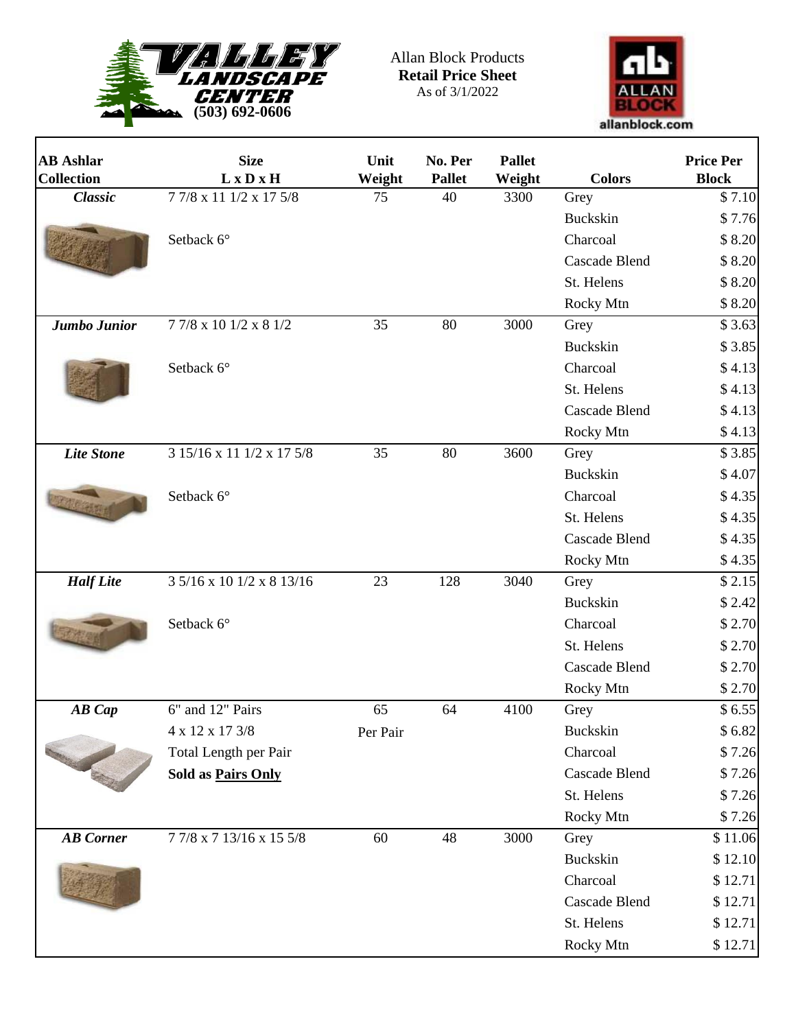Valley Landscape Center (503) 692-0606

Allan Block Products
**Retail Price Sheet**
As of 3/1/2022

allanblock.com

| AB Ashlar Collection | Size L x D x H | Unit Weight | No. Per Pallet | Pallet Weight | Colors | Price Per Block |
|---|---|---|---|---|---|---|
| ***Classic*** | 7 7/8 x 11 1/2 x 17 5/8 | 75 | 40 | 3300 | Grey | $ 7.10 |
| | | | | | Buckskin | $ 7.76 |
| | Setback 6° | | | | Charcoal | $ 8.20 |
| | | | | | Cascade Blend | $ 8.20 |
| | | | | | St. Helens | $ 8.20 |
| | | | | | Rocky Mtn | $ 8.20 |
| ***Jumbo Junior*** | 7 7/8 x 10 1/2 x 8 1/2 | 35 | 80 | 3000 | Grey | $ 3.63 |
| | | | | | Buckskin | $ 3.85 |
| | Setback 6° | | | | Charcoal | $ 4.13 |
| | | | | | St. Helens | $ 4.13 |
| | | | | | Cascade Blend | $ 4.13 |
| | | | | | Rocky Mtn | $ 4.13 |
| ***Lite Stone*** | 3 15/16 x 11 1/2 x 17 5/8 | 35 | 80 | 3600 | Grey | $ 3.85 |
| | | | | | Buckskin | $ 4.07 |
| | Setback 6° | | | | Charcoal | $ 4.35 |
| | | | | | St. Helens | $ 4.35 |
| | | | | | Cascade Blend | $ 4.35 |
| | | | | | Rocky Mtn | $ 4.35 |
| ***Half Lite*** | 3 5/16 x 10 1/2 x 8 13/16 | 23 | 128 | 3040 | Grey | $ 2.15 |
| | | | | | Buckskin | $ 2.42 |
| | Setback 6° | | | | Charcoal | $ 2.70 |
| | | | | | St. Helens | $ 2.70 |
| | | | | | Cascade Blend | $ 2.70 |
| | | | | | Rocky Mtn | $ 2.70 |
| ***AB Cap*** | 6" and 12" Pairs | 65 | 64 | 4100 | Grey | $ 6.55 |
| | 4 x 12 x 17 3/8 | Per Pair | | | Buckskin | $ 6.82 |
| | Total Length per Pair | | | | Charcoal | $ 7.26 |
| | **Sold as Pairs Only** | | | | Cascade Blend | $ 7.26 |
| | | | | | St. Helens | $ 7.26 |
| | | | | | Rocky Mtn | $ 7.26 |
| ***AB Corner*** | 7 7/8 x 7 13/16 x 15 5/8 | 60 | 48 | 3000 | Grey | $ 11.06 |
| | | | | | Buckskin | $ 12.10 |
| | | | | | Charcoal | $ 12.71 |
| | | | | | Cascade Blend | $ 12.71 |
| | | | | | St. Helens | $ 12.71 |
| | | | | | Rocky Mtn | $ 12.71 |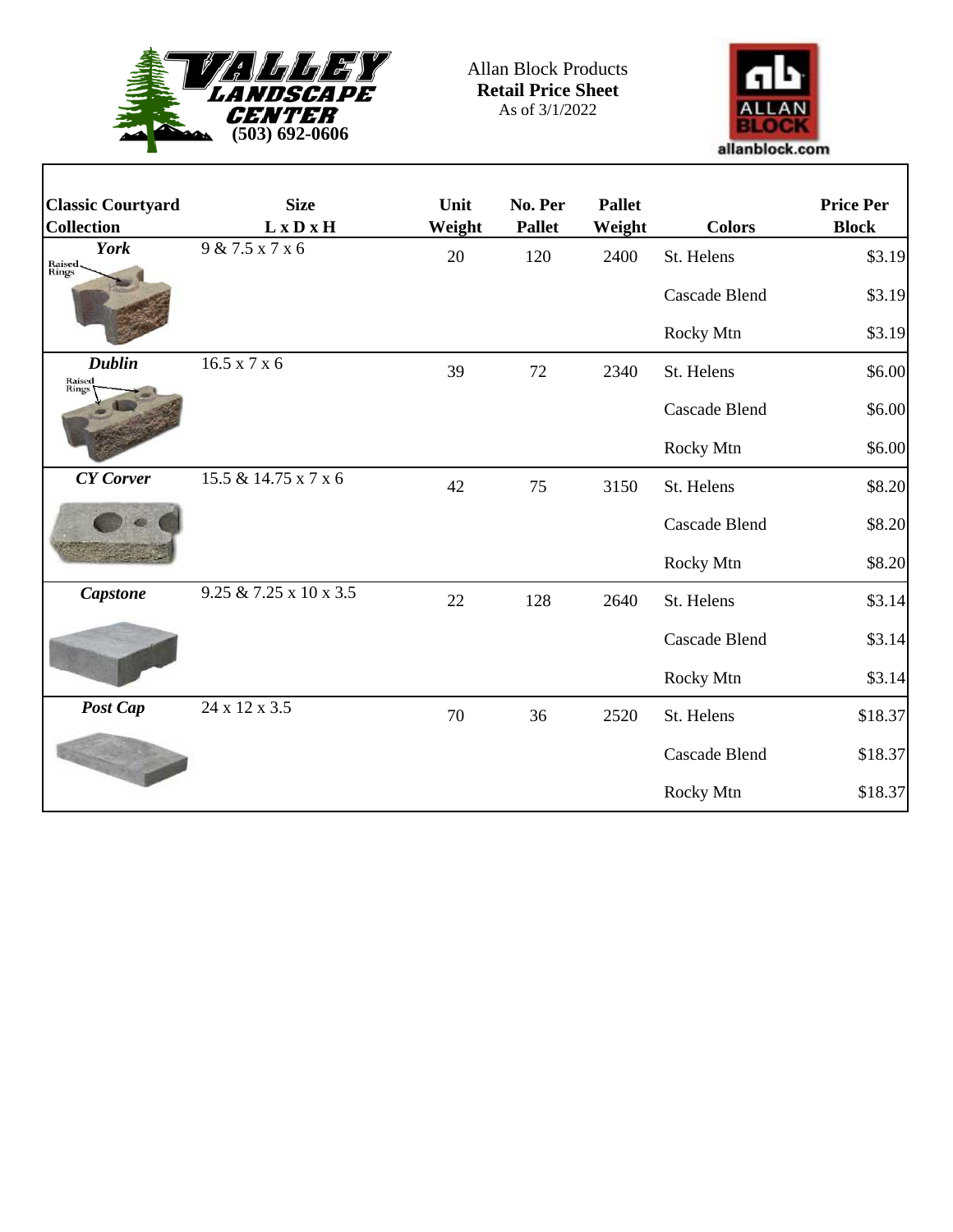VALLEY LANDSCAPE CENTER
(503) 692-0606

Allan Block Products
**Retail Price Sheet**
As of 3/1/2022

ALLAN BLOCK
allanblock.com

| Classic Courtyard Collection | Size L x D x H | Unit Weight | No. Per Pallet | Pallet Weight | Colors | Price Per Block |
|---|---|---|---|---|---|---|
| ***York*** | 9 & 7.5 x 7 x 6 | 20 | 120 | 2400 | St. Helens | $3.19 |
| Raised Rings | | | | | Cascade Blend | $3.19 |
| | | | | | Rocky Mtn | $3.19 |
| ***Dublin*** | 16.5 x 7 x 6 | 39 | 72 | 2340 | St. Helens | $6.00 |
| Raised Rings | | | | | Cascade Blend | $6.00 |
| | | | | | Rocky Mtn | $6.00 |
| ***CY Corver*** | 15.5 & 14.75 x 7 x 6 | 42 | 75 | 3150 | St. Helens | $8.20 |
| | | | | | Cascade Blend | $8.20 |
| | | | | | Rocky Mtn | $8.20 |
| ***Capstone*** | 9.25 & 7.25 x 10 x 3.5 | 22 | 128 | 2640 | St. Helens | $3.14 |
| | | | | | Cascade Blend | $3.14 |
| | | | | | Rocky Mtn | $3.14 |
| ***Post Cap*** | 24 x 12 x 3.5 | 70 | 36 | 2520 | St. Helens | $18.37 |
| | | | | | Cascade Blend | $18.37 |
| | | | | | Rocky Mtn | $18.37 |